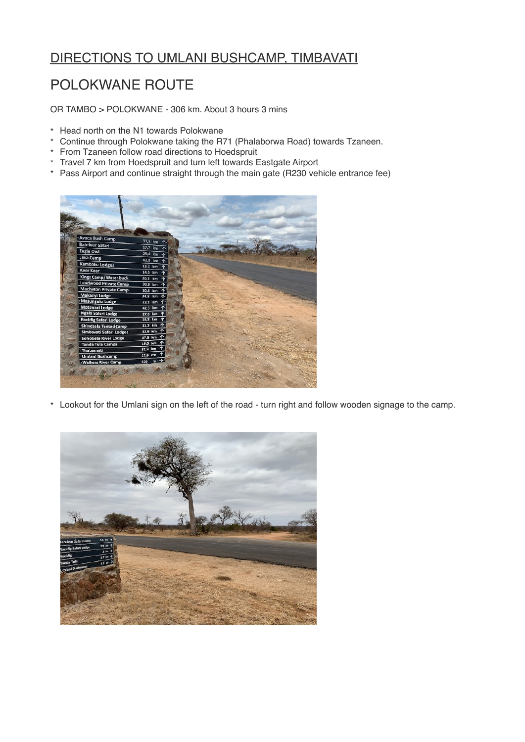# DIRECTIONS TO UMLANI BUSHCAMP, TIMBAVATI

## POLOKWANE ROUTE

OR TAMBO > POLOKWANE - 306 km. About 3 hours 3 mins

* Head north on the N1 towards Polokwane
* Continue through Polokwane taking the R71 (Phalaborwa Road) towards Tzaneen.
* From Tzaneen follow road directions to Hoedspruit
* Travel 7 km from Hoedspruit and turn left towards Eastgate Airport
* Pass Airport and continue straight through the main gate (R230 vehicle entrance fee)

* Lookout for the Umlani sign on the left of the road - turn right and follow wooden signage to the camp.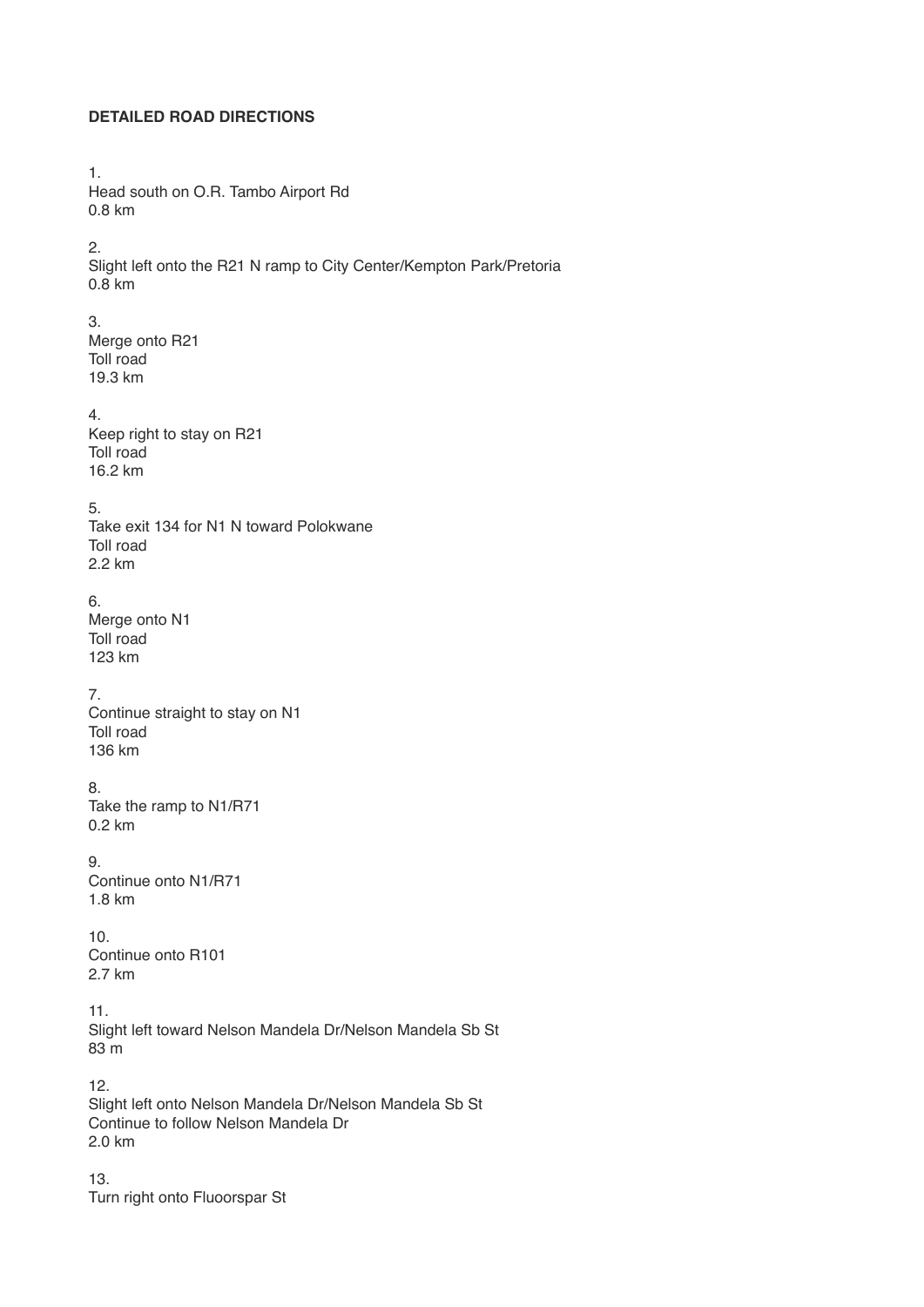**DETAILED ROAD DIRECTIONS**

1.
Head south on O.R. Tambo Airport Rd
0.8 km

2.
Slight left onto the R21 N ramp to City Center/Kempton Park/Pretoria
0.8 km

3.
Merge onto R21
Toll road
19.3 km

4.
Keep right to stay on R21
Toll road
16.2 km

5.
Take exit 134 for N1 N toward Polokwane
Toll road
2.2 km

6.
Merge onto N1
Toll road
123 km

7.
Continue straight to stay on N1
Toll road
136 km

8.
Take the ramp to N1/R71
0.2 km

9.
Continue onto N1/R71
1.8 km

10.
Continue onto R101
2.7 km

11.
Slight left toward Nelson Mandela Dr/Nelson Mandela Sb St
83 m

12.
Slight left onto Nelson Mandela Dr/Nelson Mandela Sb St
Continue to follow Nelson Mandela Dr
2.0 km

13.
Turn right onto Fluoorspar St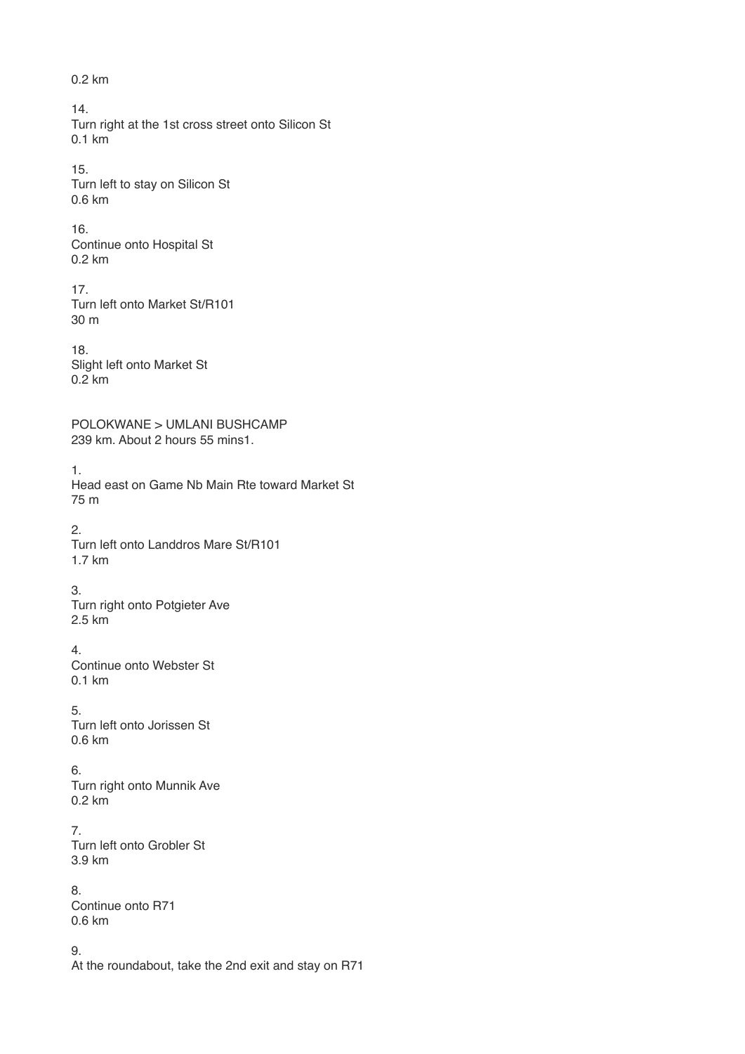0.2 km

14.
Turn right at the 1st cross street onto Silicon St
0.1 km

15.
Turn left to stay on Silicon St
0.6 km

16.
Continue onto Hospital St
0.2 km

17.
Turn left onto Market St/R101
30 m

18.
Slight left onto Market St
0.2 km

POLOKWANE > UMLANI BUSHCAMP
239 km. About 2 hours 55 mins1.

1.
Head east on Game Nb Main Rte toward Market St
75 m

2.
Turn left onto Landdros Mare St/R101
1.7 km

3.
Turn right onto Potgieter Ave
2.5 km

4.
Continue onto Webster St
0.1 km

5.
Turn left onto Jorissen St
0.6 km

6.
Turn right onto Munnik Ave
0.2 km

7.
Turn left onto Grobler St
3.9 km

8.
Continue onto R71
0.6 km

9.
At the roundabout, take the 2nd exit and stay on R71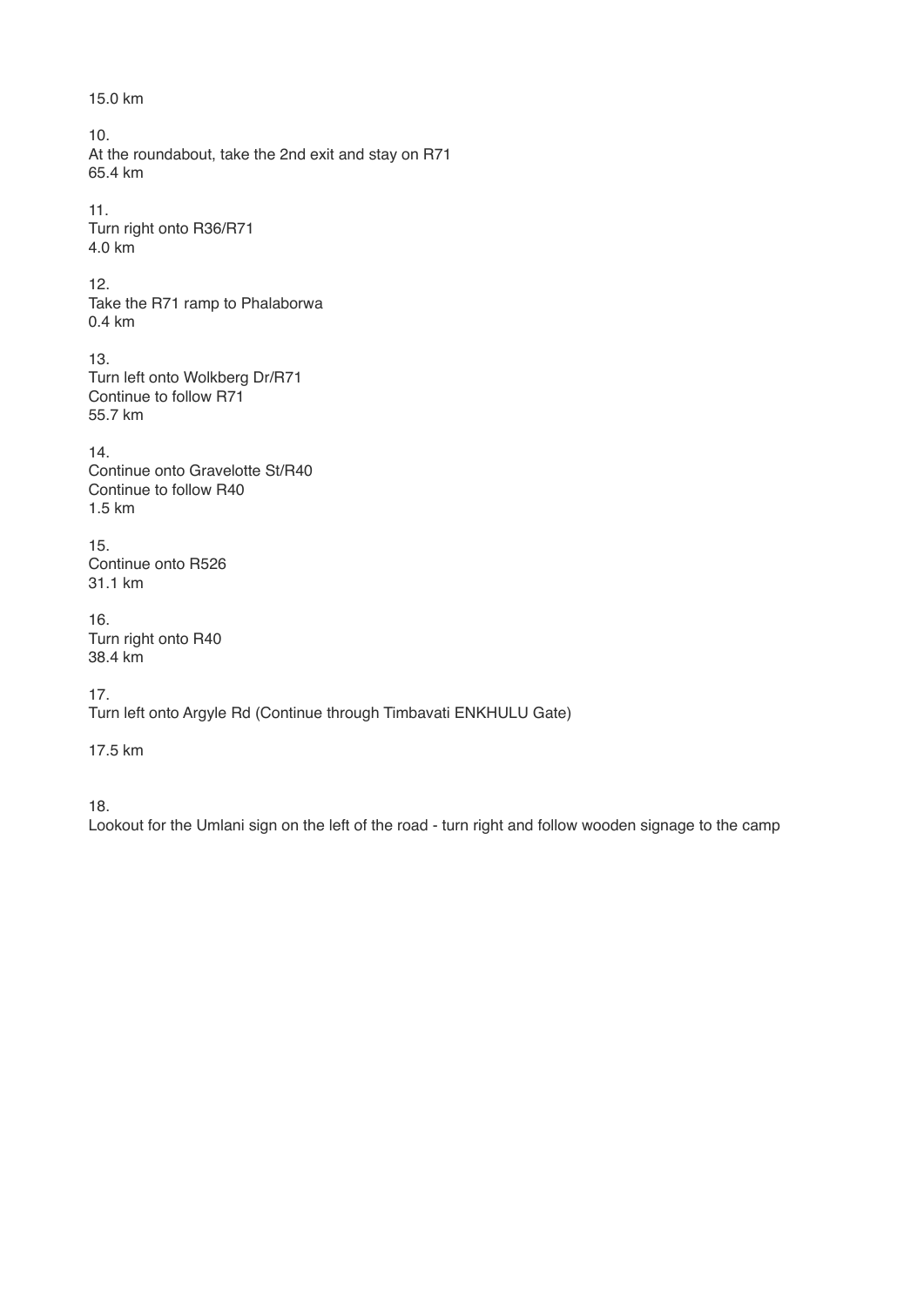15.0 km

10.
At the roundabout, take the 2nd exit and stay on R71
65.4 km

11.
Turn right onto R36/R71
4.0 km

12.
Take the R71 ramp to Phalaborwa
0.4 km

13.
Turn left onto Wolkberg Dr/R71
Continue to follow R71
55.7 km

14.
Continue onto Gravelotte St/R40
Continue to follow R40
1.5 km

15.
Continue onto R526
31.1 km

16.
Turn right onto R40
38.4 km

17.
Turn left onto Argyle Rd (Continue through Timbavati ENKHULU Gate)

17.5 km

18.
Lookout for the Umlani sign on the left of the road - turn right and follow wooden signage to the camp